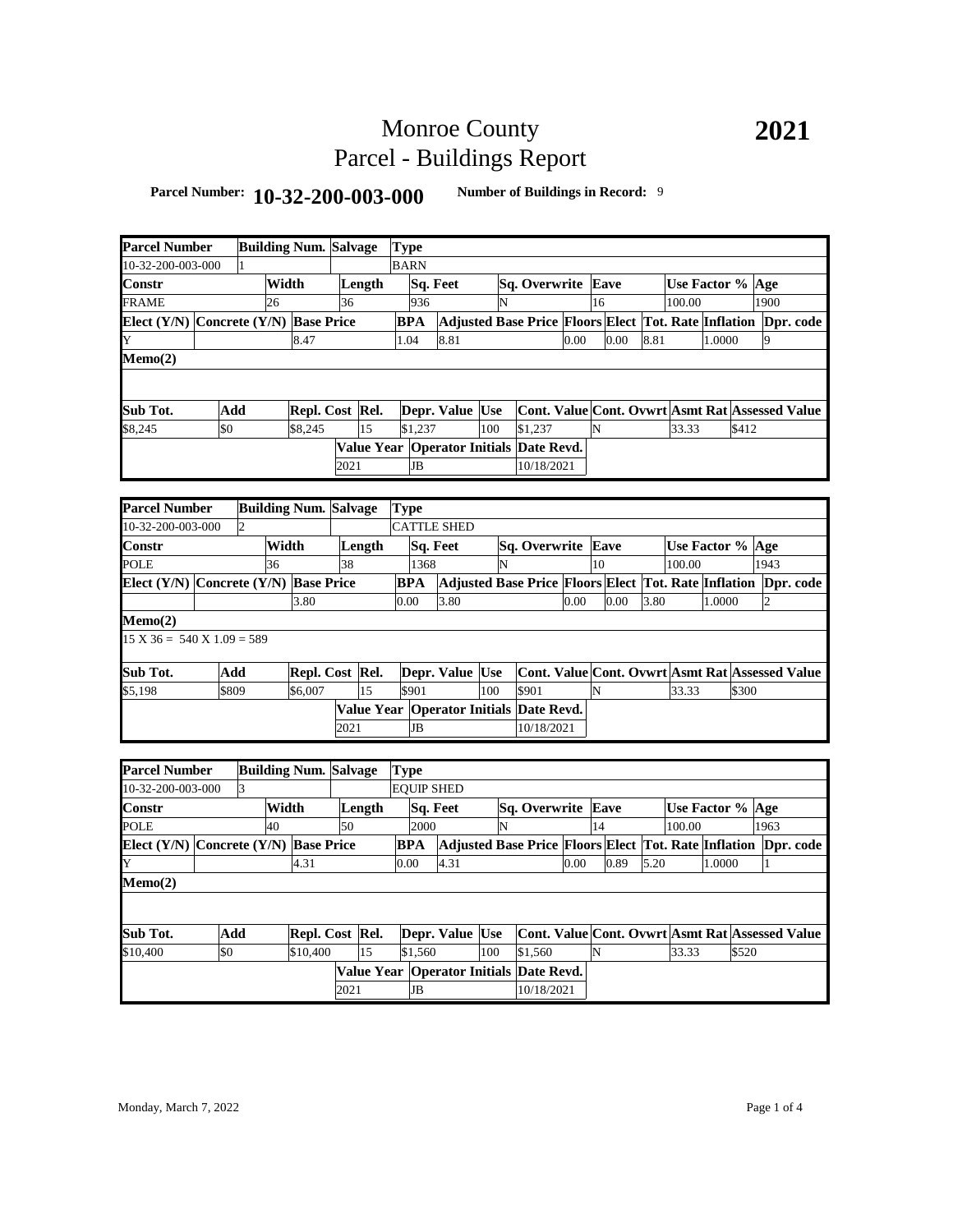# Monroe County
# Parcel - Buildings Report

**2021**

**Parcel Number:** **10-32-200-003-000** **Number of Buildings in Record:** 9

| Parcel Number | Building Num. | Salvage | Type | | | | | | | |
|---|---|---|---|---|---|---|---|---|---|---|
| 10-32-200-003-000 | 1 | | BARN | | | | | | | |
| **Constr** | **Width** | **Length** | **Sq. Feet** | **Sq. Overwrite** | **Eave** | **Use Factor %** | **Age** | | | |
| FRAME | 26 | 36 | 936 | N | 16 | 100.00 | 1900 | | | |
| **Elect (Y/N)** | **Concrete (Y/N)** | **Base Price** | **BPA** | **Adjusted Base Price** | **Floors** | **Elect** | **Tot. Rate** | **Inflation** | **Dpr. code** | |
| Y | | 8.47 | 1.04 | 8.81 | 0.00 | 0.00 | 8.81 | 1.0000 | 9 | |
| **Memo(2)** | | | | | | | | | | |
| **Sub Tot.** | **Add** | **Repl. Cost** | **Rel.** | **Depr. Value** | **Use** | **Cont. Value** | **Cont. Ovwrt** | **Asmt Rat** | **Assessed Value** | |
| $8,245 | $0 | $8,245 | 15 | $1,237 | 100 | $1,237 | N | 33.33 | $412 | |
| | | **Value Year** | **Operator Initials** | **Date Revd.** | | | | | | |
| | | 2021 | JB | 10/18/2021 | | | | | | |

| Parcel Number | Building Num. | Salvage | Type | | | | | | | |
|---|---|---|---|---|---|---|---|---|---|---|
| 10-32-200-003-000 | 2 | | CATTLE SHED | | | | | | | |
| **Constr** | **Width** | **Length** | **Sq. Feet** | **Sq. Overwrite** | **Eave** | **Use Factor %** | **Age** | | | |
| POLE | 36 | 38 | 1368 | N | 10 | 100.00 | 1943 | | | |
| **Elect (Y/N)** | **Concrete (Y/N)** | **Base Price** | **BPA** | **Adjusted Base Price** | **Floors** | **Elect** | **Tot. Rate** | **Inflation** | **Dpr. code** | |
| | | 3.80 | 0.00 | 3.80 | 0.00 | 0.00 | 3.80 | 1.0000 | 2 | |
| **Memo(2)** | | | | | | | | | | |
| 15 X 36 = 540 X 1.09 = 589 | | | | | | | | | | |
| **Sub Tot.** | **Add** | **Repl. Cost** | **Rel.** | **Depr. Value** | **Use** | **Cont. Value** | **Cont. Ovwrt** | **Asmt Rat** | **Assessed Value** | |
| $5,198 | $809 | $6,007 | 15 | $901 | 100 | $901 | N | 33.33 | $300 | |
| | | **Value Year** | **Operator Initials** | **Date Revd.** | | | | | | |
| | | 2021 | JB | 10/18/2021 | | | | | | |

| Parcel Number | Building Num. | Salvage | Type | | | | | | | |
|---|---|---|---|---|---|---|---|---|---|---|
| 10-32-200-003-000 | 3 | | EQUIP SHED | | | | | | | |
| **Constr** | **Width** | **Length** | **Sq. Feet** | **Sq. Overwrite** | **Eave** | **Use Factor %** | **Age** | | | |
| POLE | 40 | 50 | 2000 | N | 14 | 100.00 | 1963 | | | |
| **Elect (Y/N)** | **Concrete (Y/N)** | **Base Price** | **BPA** | **Adjusted Base Price** | **Floors** | **Elect** | **Tot. Rate** | **Inflation** | **Dpr. code** | |
| Y | | 4.31 | 0.00 | 4.31 | 0.00 | 0.89 | 5.20 | 1.0000 | 1 | |
| **Memo(2)** | | | | | | | | | | |
| **Sub Tot.** | **Add** | **Repl. Cost** | **Rel.** | **Depr. Value** | **Use** | **Cont. Value** | **Cont. Ovwrt** | **Asmt Rat** | **Assessed Value** | |
| $10,400 | $0 | $10,400 | 15 | $1,560 | 100 | $1,560 | N | 33.33 | $520 | |
| | | **Value Year** | **Operator Initials** | **Date Revd.** | | | | | | |
| | | 2021 | JB | 10/18/2021 | | | | | | |

Monday, March 7, 2022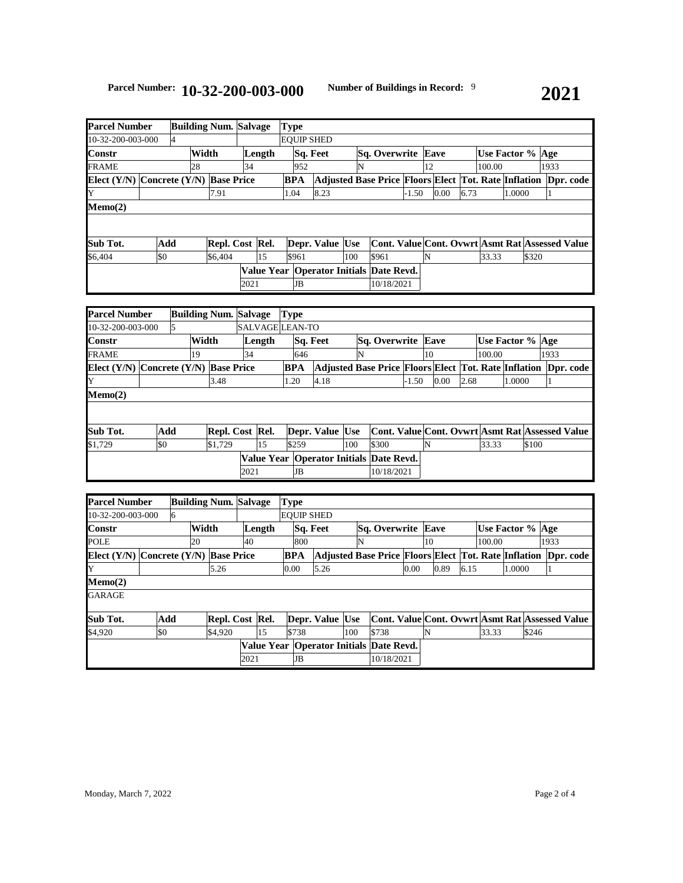**Parcel Number:** **10-32-200-003-000** **Number of Buildings in Record:** 9 **2021**

| Parcel Number | Building Num. | Salvage | Type | | | | | | |
|---|---|---|---|---|---|---|---|---|---|
| 10-32-200-003-000 | 4 | | EQUIP SHED | | | | | | |
| **Constr** | **Width** | **Length** | **Sq. Feet** | **Sq. Overwrite** | **Eave** | **Use Factor %** | **Age** | | |
| FRAME | 28 | 34 | 952 | N | 12 | 100.00 | 1933 | | |
| **Elect (Y/N)** | **Concrete (Y/N)** | **Base Price** | **BPA** | **Adjusted Base Price** | **Floors** | **Elect** | **Tot. Rate** | **Inflation** | **Dpr. code** |
| Y | | 7.91 | 1.04 | 8.23 | -1.50 | 0.00 | 6.73 | 1.0000 | 1 |
| **Memo(2)** | | | | | | | | | |
| | | | | | | | | | |
| **Sub Tot.** | **Add** | **Repl. Cost** | **Rel.** | **Depr. Value** | **Use** | **Cont. Value** | **Cont. Ovwrt** | **Asmt Rat** | **Assessed Value** |
| $6,404 | $0 | $6,404 | 15 | $961 | 100 | $961 | N | 33.33 | $320 |
| | | | **Value Year** | **Operator Initials** | **Date Revd.** | | | | |
| | | | 2021 | JB | 10/18/2021 | | | | |

| Parcel Number | Building Num. | Salvage | Type | | | | | | |
|---|---|---|---|---|---|---|---|---|---|
| 10-32-200-003-000 | 5 | SALVAGE | LEAN-TO | | | | | | |
| **Constr** | **Width** | **Length** | **Sq. Feet** | **Sq. Overwrite** | **Eave** | **Use Factor %** | **Age** | | |
| FRAME | 19 | 34 | 646 | N | 10 | 100.00 | 1933 | | |
| **Elect (Y/N)** | **Concrete (Y/N)** | **Base Price** | **BPA** | **Adjusted Base Price** | **Floors** | **Elect** | **Tot. Rate** | **Inflation** | **Dpr. code** |
| Y | | 3.48 | 1.20 | 4.18 | -1.50 | 0.00 | 2.68 | 1.0000 | 1 |
| **Memo(2)** | | | | | | | | | |
| | | | | | | | | | |
| **Sub Tot.** | **Add** | **Repl. Cost** | **Rel.** | **Depr. Value** | **Use** | **Cont. Value** | **Cont. Ovwrt** | **Asmt Rat** | **Assessed Value** |
| $1,729 | $0 | $1,729 | 15 | $259 | 100 | $300 | N | 33.33 | $100 |
| | | | **Value Year** | **Operator Initials** | **Date Revd.** | | | | |
| | | | 2021 | JB | 10/18/2021 | | | | |

| Parcel Number | Building Num. | Salvage | Type | | | | | | |
|---|---|---|---|---|---|---|---|---|---|
| 10-32-200-003-000 | 6 | | EQUIP SHED | | | | | | |
| **Constr** | **Width** | **Length** | **Sq. Feet** | **Sq. Overwrite** | **Eave** | **Use Factor %** | **Age** | | |
| POLE | 20 | 40 | 800 | N | 10 | 100.00 | 1933 | | |
| **Elect (Y/N)** | **Concrete (Y/N)** | **Base Price** | **BPA** | **Adjusted Base Price** | **Floors** | **Elect** | **Tot. Rate** | **Inflation** | **Dpr. code** |
| Y | | 5.26 | 0.00 | 5.26 | 0.00 | 0.89 | 6.15 | 1.0000 | 1 |
| **Memo(2)** | | | | | | | | | |
| GARAGE | | | | | | | | | |
| **Sub Tot.** | **Add** | **Repl. Cost** | **Rel.** | **Depr. Value** | **Use** | **Cont. Value** | **Cont. Ovwrt** | **Asmt Rat** | **Assessed Value** |
| $4,920 | $0 | $4,920 | 15 | $738 | 100 | $738 | N | 33.33 | $246 |
| | | | **Value Year** | **Operator Initials** | **Date Revd.** | | | | |
| | | | 2021 | JB | 10/18/2021 | | | | |

Monday, March 7, 2022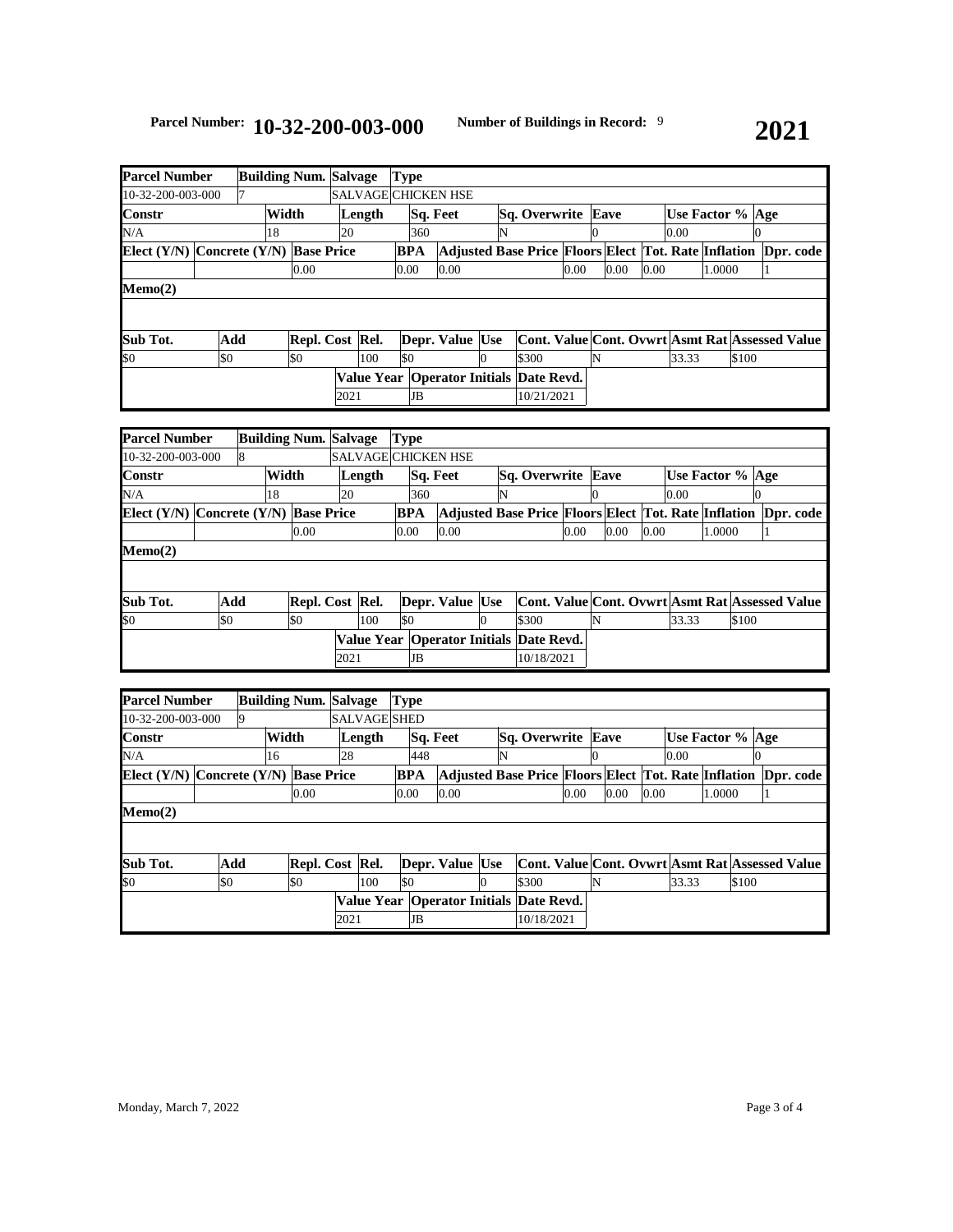**Parcel Number:** **10-32-200-003-000** **Number of Buildings in Record:** 9 **2021**

| Parcel Number | Building Num. | Salvage | Type |
|---|---|---|---|
| 10-32-200-003-000 | 7 | SALVAGE | CHICKEN HSE |

| Constr | Width | Length | Sq. Feet | Sq. Overwrite | Eave | Use Factor % | Age |
|---|---|---|---|---|---|---|---|
| N/A | 18 | 20 | 360 | N | 0 | 0.00 | 0 |

| Elect (Y/N) | Concrete (Y/N) | Base Price | BPA | Adjusted Base Price | Floors | Elect | Tot. Rate | Inflation | Dpr. code |
|---|---|---|---|---|---|---|---|---|---|
| | | 0.00 | 0.00 | 0.00 | 0.00 | 0.00 | 0.00 | 1.0000 | 1 |

**Memo(2)**

| Sub Tot. | Add | Repl. Cost | Rel. | Depr. Value | Use | Cont. Value | Cont. Ovwrt | Asmt Rat | Assessed Value |
|---|---|---|---|---|---|---|---|---|---|
| $0 | $0 | $0 | 100 | $0 | 0 | $300 | N | 33.33 | $100 |

| Value Year | Operator Initials | Date Revd. |
|---|---|---|
| 2021 | JB | 10/21/2021 |

| Parcel Number | Building Num. | Salvage | Type |
|---|---|---|---|
| 10-32-200-003-000 | 8 | SALVAGE | CHICKEN HSE |

| Constr | Width | Length | Sq. Feet | Sq. Overwrite | Eave | Use Factor % | Age |
|---|---|---|---|---|---|---|---|
| N/A | 18 | 20 | 360 | N | 0 | 0.00 | 0 |

| Elect (Y/N) | Concrete (Y/N) | Base Price | BPA | Adjusted Base Price | Floors | Elect | Tot. Rate | Inflation | Dpr. code |
|---|---|---|---|---|---|---|---|---|---|
| | | 0.00 | 0.00 | 0.00 | 0.00 | 0.00 | 0.00 | 1.0000 | 1 |

**Memo(2)**

| Sub Tot. | Add | Repl. Cost | Rel. | Depr. Value | Use | Cont. Value | Cont. Ovwrt | Asmt Rat | Assessed Value |
|---|---|---|---|---|---|---|---|---|---|
| $0 | $0 | $0 | 100 | $0 | 0 | $300 | N | 33.33 | $100 |

| Value Year | Operator Initials | Date Revd. |
|---|---|---|
| 2021 | JB | 10/18/2021 |

| Parcel Number | Building Num. | Salvage | Type |
|---|---|---|---|
| 10-32-200-003-000 | 9 | SALVAGE | SHED |

| Constr | Width | Length | Sq. Feet | Sq. Overwrite | Eave | Use Factor % | Age |
|---|---|---|---|---|---|---|---|
| N/A | 16 | 28 | 448 | N | 0 | 0.00 | 0 |

| Elect (Y/N) | Concrete (Y/N) | Base Price | BPA | Adjusted Base Price | Floors | Elect | Tot. Rate | Inflation | Dpr. code |
|---|---|---|---|---|---|---|---|---|---|
| | | 0.00 | 0.00 | 0.00 | 0.00 | 0.00 | 0.00 | 1.0000 | 1 |

**Memo(2)**

| Sub Tot. | Add | Repl. Cost | Rel. | Depr. Value | Use | Cont. Value | Cont. Ovwrt | Asmt Rat | Assessed Value |
|---|---|---|---|---|---|---|---|---|---|
| $0 | $0 | $0 | 100 | $0 | 0 | $300 | N | 33.33 | $100 |

| Value Year | Operator Initials | Date Revd. |
|---|---|---|
| 2021 | JB | 10/18/2021 |

Monday, March 7, 2022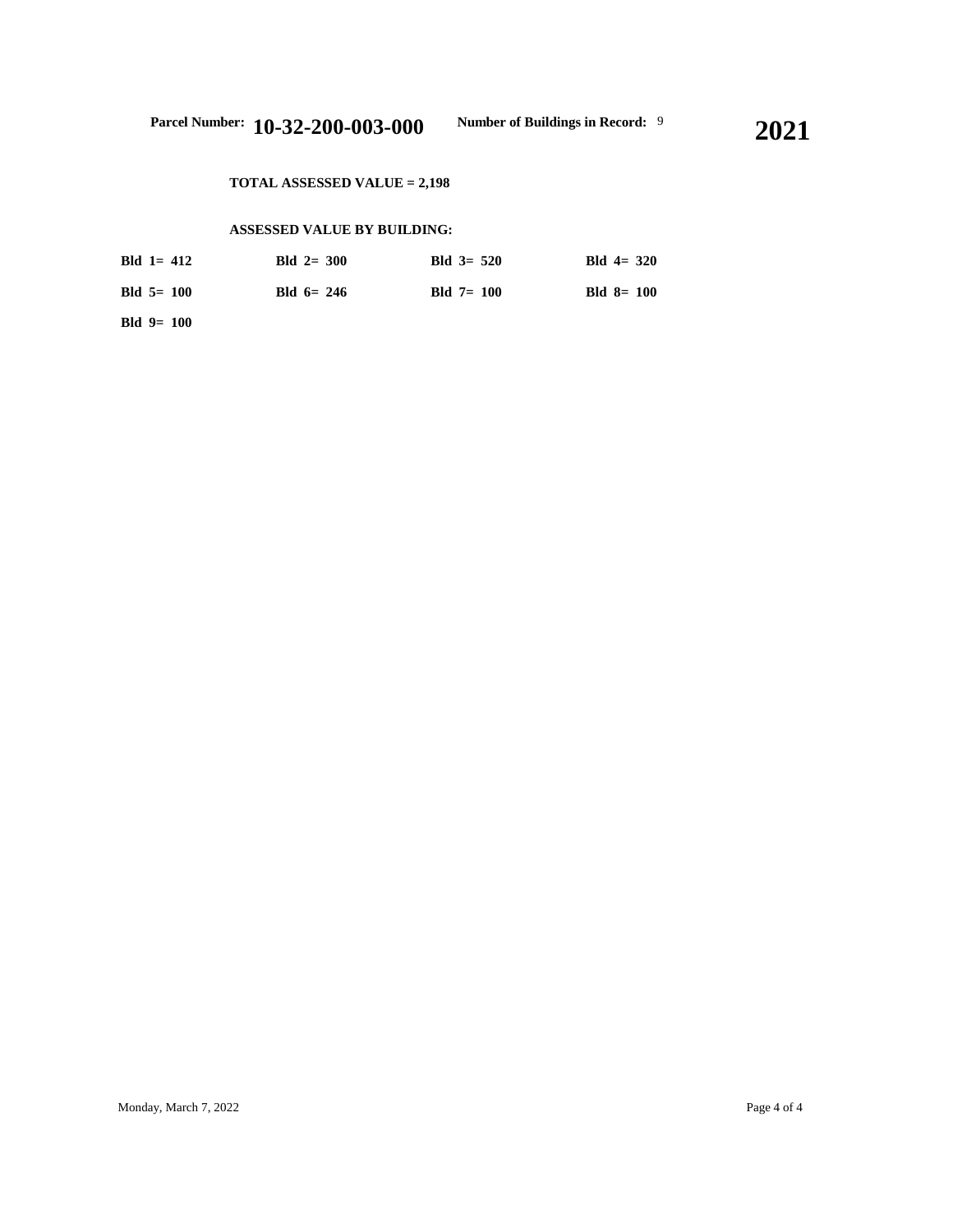**Parcel Number:** **10-32-200-003-000** **Number of Buildings in Record:** 9 **2021**

**TOTAL ASSESSED VALUE = 2,198**

**ASSESSED VALUE BY BUILDING:**

| | | | |
|---|---|---|---|
| **Bld 1= 412** | **Bld 2= 300** | **Bld 3= 520** | **Bld 4= 320** |
| **Bld 5= 100** | **Bld 6= 246** | **Bld 7= 100** | **Bld 8= 100** |
| **Bld 9= 100** | | | |

Monday, March 7, 2022